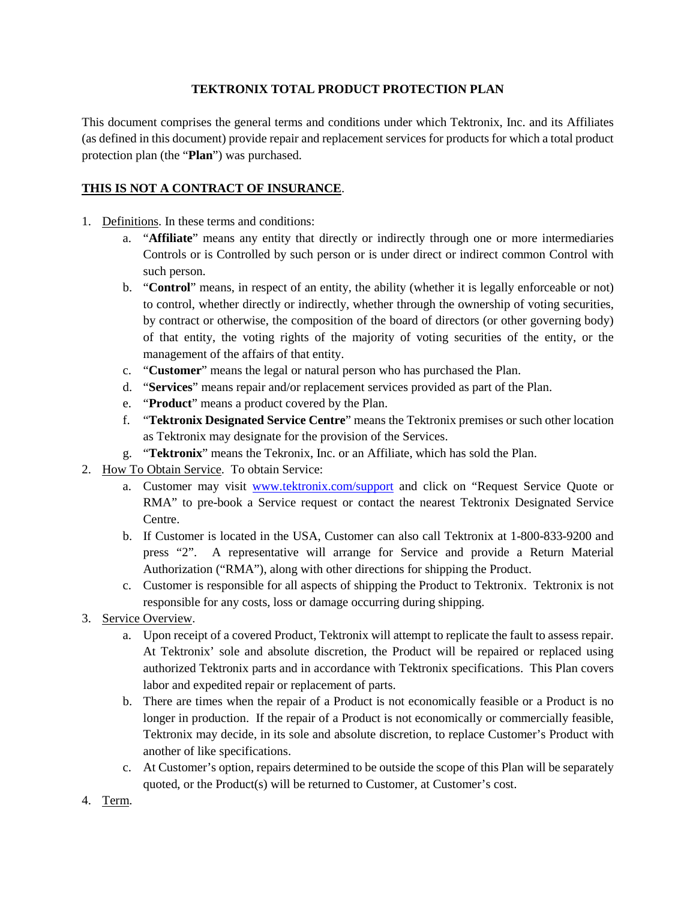# TEKTRONIX TOTAL PRODUCT PROTECTION PLAN

This document comprises the general terms and conditions under which Tektronix, Inc. and its Affiliates (as defined in this document) provide repair and replacement services for products for which a total product protection plan (the "**Plan**") was purchased.

**THIS IS NOT A CONTRACT OF INSURANCE**.

1. Definitions. In these terms and conditions:
   a. "**Affiliate**" means any entity that directly or indirectly through one or more intermediaries Controls or is Controlled by such person or is under direct or indirect common Control with such person.
   b. "**Control**" means, in respect of an entity, the ability (whether it is legally enforceable or not) to control, whether directly or indirectly, whether through the ownership of voting securities, by contract or otherwise, the composition of the board of directors (or other governing body) of that entity, the voting rights of the majority of voting securities of the entity, or the management of the affairs of that entity.
   c. "**Customer**" means the legal or natural person who has purchased the Plan.
   d. "**Services**" means repair and/or replacement services provided as part of the Plan.
   e. "**Product**" means a product covered by the Plan.
   f. "**Tektronix Designated Service Centre**" means the Tektronix premises or such other location as Tektronix may designate for the provision of the Services.
   g. "**Tektronix**" means the Teknonix, Inc. or an Affiliate, which has sold the Plan.
2. How To Obtain Service. To obtain Service:
   a. Customer may visit [www.tektronix.com/support](www.tektronix.com/support) and click on "Request Service Quote or RMA" to pre-book a Service request or contact the nearest Tektronix Designated Service Centre.
   b. If Customer is located in the USA, Customer can also call Tektronix at 1-800-833-9200 and press "2". A representative will arrange for Service and provide a Return Material Authorization ("RMA"), along with other directions for shipping the Product.
   c. Customer is responsible for all aspects of shipping the Product to Tektronix. Tektronix is not responsible for any costs, loss or damage occurring during shipping.
3. Service Overview.
   a. Upon receipt of a covered Product, Tektronix will attempt to replicate the fault to assess repair. At Tektronix' sole and absolute discretion, the Product will be repaired or replaced using authorized Tektronix parts and in accordance with Tektronix specifications. This Plan covers labor and expedited repair or replacement of parts.
   b. There are times when the repair of a Product is not economically feasible or a Product is no longer in production. If the repair of a Product is not economically or commercially feasible, Tektronix may decide, in its sole and absolute discretion, to replace Customer's Product with another of like specifications.
   c. At Customer's option, repairs determined to be outside the scope of this Plan will be separately quoted, or the Product(s) will be returned to Customer, at Customer's cost.
4. Term.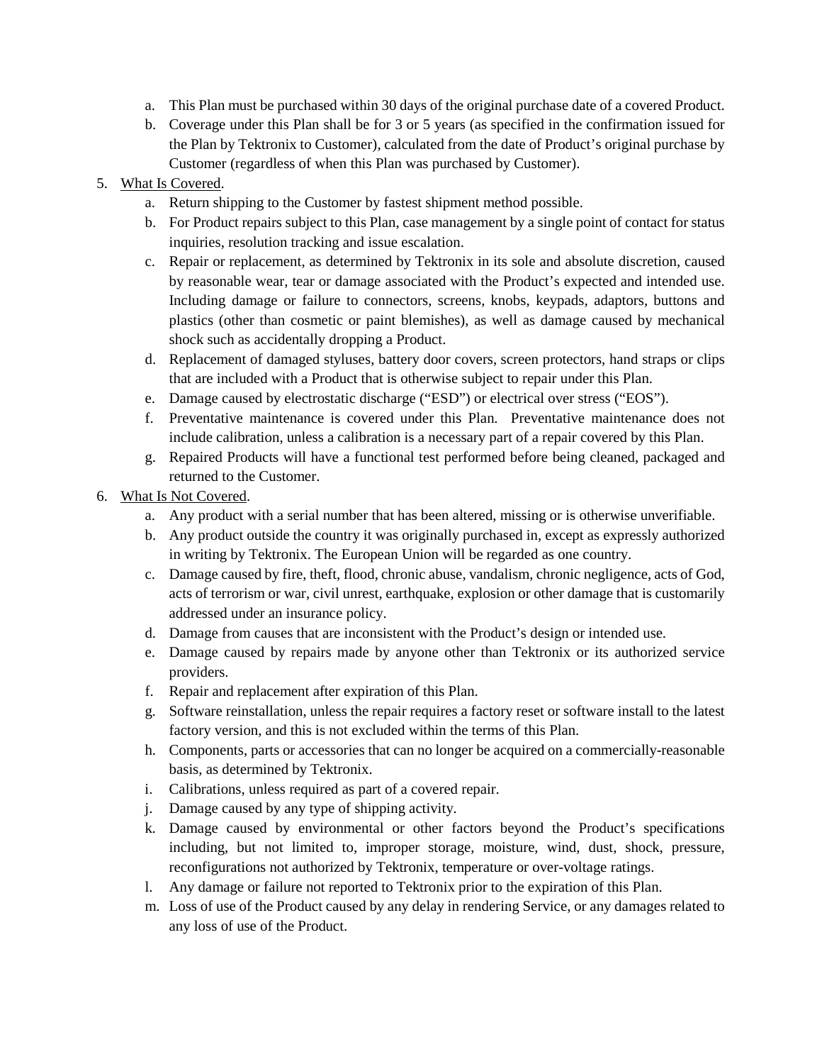a. This Plan must be purchased within 30 days of the original purchase date of a covered Product.
   b. Coverage under this Plan shall be for 3 or 5 years (as specified in the confirmation issued for the Plan by Tektronix to Customer), calculated from the date of Product's original purchase by Customer (regardless of when this Plan was purchased by Customer).

5. <u>What Is Covered</u>.
   a. Return shipping to the Customer by fastest shipment method possible.
   b. For Product repairs subject to this Plan, case management by a single point of contact for status inquiries, resolution tracking and issue escalation.
   c. Repair or replacement, as determined by Tektronix in its sole and absolute discretion, caused by reasonable wear, tear or damage associated with the Product's expected and intended use. Including damage or failure to connectors, screens, knobs, keypads, adaptors, buttons and plastics (other than cosmetic or paint blemishes), as well as damage caused by mechanical shock such as accidentally dropping a Product.
   d. Replacement of damaged styluses, battery door covers, screen protectors, hand straps or clips that are included with a Product that is otherwise subject to repair under this Plan.
   e. Damage caused by electrostatic discharge ("ESD") or electrical over stress ("EOS").
   f. Preventative maintenance is covered under this Plan. Preventative maintenance does not include calibration, unless a calibration is a necessary part of a repair covered by this Plan.
   g. Repaired Products will have a functional test performed before being cleaned, packaged and returned to the Customer.

6. <u>What Is Not Covered</u>.
   a. Any product with a serial number that has been altered, missing or is otherwise unverifiable.
   b. Any product outside the country it was originally purchased in, except as expressly authorized in writing by Tektronix. The European Union will be regarded as one country.
   c. Damage caused by fire, theft, flood, chronic abuse, vandalism, chronic negligence, acts of God, acts of terrorism or war, civil unrest, earthquake, explosion or other damage that is customarily addressed under an insurance policy.
   d. Damage from causes that are inconsistent with the Product's design or intended use.
   e. Damage caused by repairs made by anyone other than Tektronix or its authorized service providers.
   f. Repair and replacement after expiration of this Plan.
   g. Software reinstallation, unless the repair requires a factory reset or software install to the latest factory version, and this is not excluded within the terms of this Plan.
   h. Components, parts or accessories that can no longer be acquired on a commercially-reasonable basis, as determined by Tektronix.
   i. Calibrations, unless required as part of a covered repair.
   j. Damage caused by any type of shipping activity.
   k. Damage caused by environmental or other factors beyond the Product's specifications including, but not limited to, improper storage, moisture, wind, dust, shock, pressure, reconfigurations not authorized by Tektronix, temperature or over-voltage ratings.
   l. Any damage or failure not reported to Tektronix prior to the expiration of this Plan.
   m. Loss of use of the Product caused by any delay in rendering Service, or any damages related to any loss of use of the Product.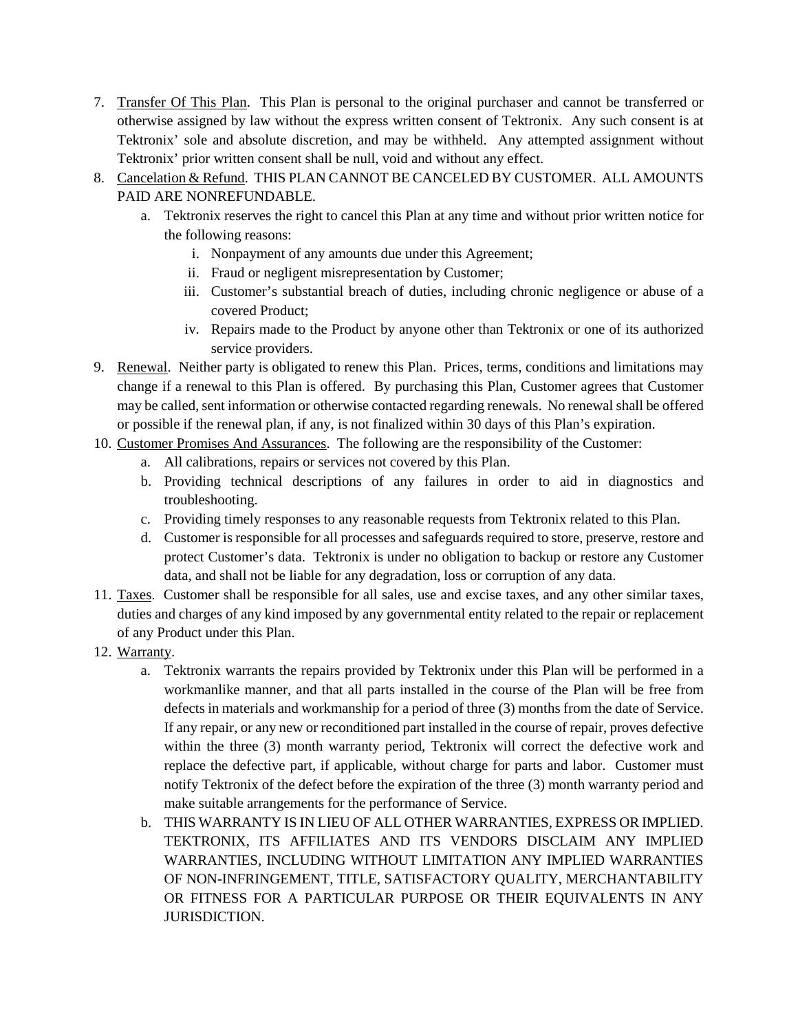7. Transfer Of This Plan. This Plan is personal to the original purchaser and cannot be transferred or otherwise assigned by law without the express written consent of Tektronix. Any such consent is at Tektronix' sole and absolute discretion, and may be withheld. Any attempted assignment without Tektronix' prior written consent shall be null, void and without any effect.
8. Cancelation & Refund. THIS PLAN CANNOT BE CANCELED BY CUSTOMER. ALL AMOUNTS PAID ARE NONREFUNDABLE.
    a. Tektronix reserves the right to cancel this Plan at any time and without prior written notice for the following reasons:
        i. Nonpayment of any amounts due under this Agreement;
        ii. Fraud or negligent misrepresentation by Customer;
        iii. Customer's substantial breach of duties, including chronic negligence or abuse of a covered Product;
        iv. Repairs made to the Product by anyone other than Tektronix or one of its authorized service providers.
9. Renewal. Neither party is obligated to renew this Plan. Prices, terms, conditions and limitations may change if a renewal to this Plan is offered. By purchasing this Plan, Customer agrees that Customer may be called, sent information or otherwise contacted regarding renewals. No renewal shall be offered or possible if the renewal plan, if any, is not finalized within 30 days of this Plan's expiration.
10. Customer Promises And Assurances. The following are the responsibility of the Customer:
    a. All calibrations, repairs or services not covered by this Plan.
    b. Providing technical descriptions of any failures in order to aid in diagnostics and troubleshooting.
    c. Providing timely responses to any reasonable requests from Tektronix related to this Plan.
    d. Customer is responsible for all processes and safeguards required to store, preserve, restore and protect Customer's data. Tektronix is under no obligation to backup or restore any Customer data, and shall not be liable for any degradation, loss or corruption of any data.
11. Taxes. Customer shall be responsible for all sales, use and excise taxes, and any other similar taxes, duties and charges of any kind imposed by any governmental entity related to the repair or replacement of any Product under this Plan.
12. Warranty.
    a. Tektronix warrants the repairs provided by Tektronix under this Plan will be performed in a workmanlike manner, and that all parts installed in the course of the Plan will be free from defects in materials and workmanship for a period of three (3) months from the date of Service. If any repair, or any new or reconditioned part installed in the course of repair, proves defective within the three (3) month warranty period, Tektronix will correct the defective work and replace the defective part, if applicable, without charge for parts and labor. Customer must notify Tektronix of the defect before the expiration of the three (3) month warranty period and make suitable arrangements for the performance of Service.
    b. THIS WARRANTY IS IN LIEU OF ALL OTHER WARRANTIES, EXPRESS OR IMPLIED. TEKTRONIX, ITS AFFILIATES AND ITS VENDORS DISCLAIM ANY IMPLIED WARRANTIES, INCLUDING WITHOUT LIMITATION ANY IMPLIED WARRANTIES OF NON-INFRINGEMENT, TITLE, SATISFACTORY QUALITY, MERCHANTABILITY OR FITNESS FOR A PARTICULAR PURPOSE OR THEIR EQUIVALENTS IN ANY JURISDICTION.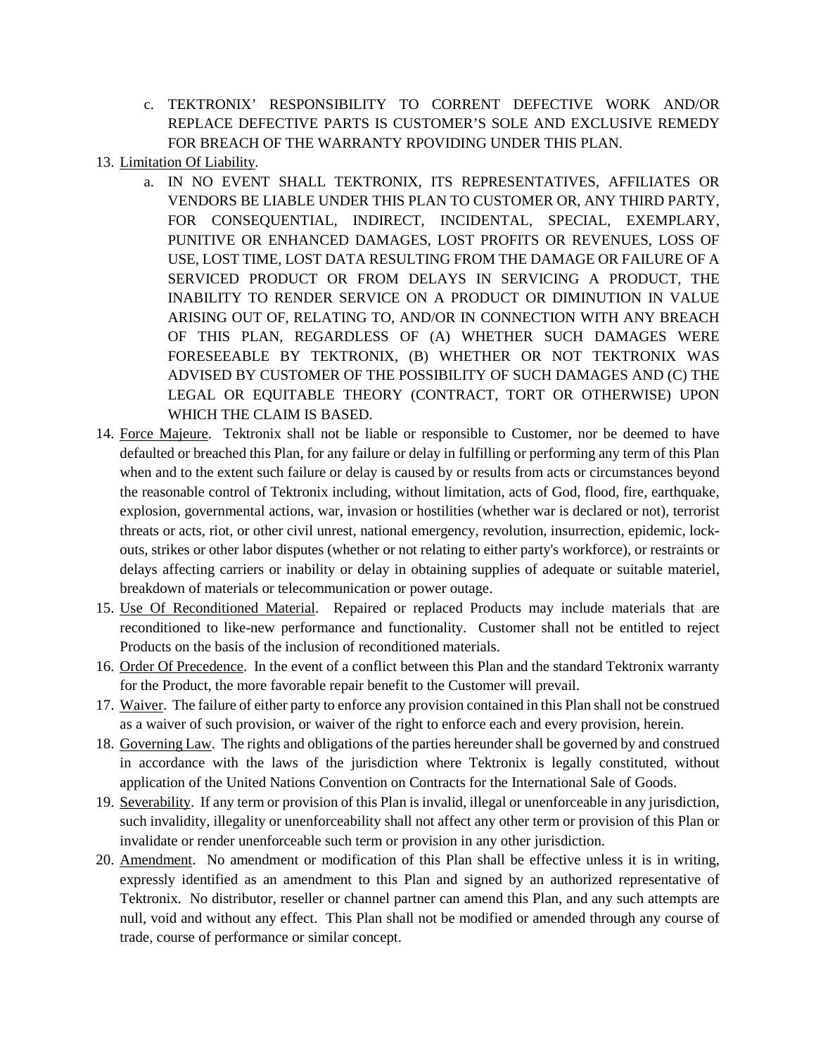c. TEKTRONIX' RESPONSIBILITY TO CORRENT DEFECTIVE WORK AND/OR REPLACE DEFECTIVE PARTS IS CUSTOMER'S SOLE AND EXCLUSIVE REMEDY FOR BREACH OF THE WARRANTY RPOVIDING UNDER THIS PLAN.

13. <u>Limitation Of Liability</u>.
    a. IN NO EVENT SHALL TEKTRONIX, ITS REPRESENTATIVES, AFFILIATES OR VENDORS BE LIABLE UNDER THIS PLAN TO CUSTOMER OR, ANY THIRD PARTY, FOR CONSEQUENTIAL, INDIRECT, INCIDENTAL, SPECIAL, EXEMPLARY, PUNITIVE OR ENHANCED DAMAGES, LOST PROFITS OR REVENUES, LOSS OF USE, LOST TIME, LOST DATA RESULTING FROM THE DAMAGE OR FAILURE OF A SERVICED PRODUCT OR FROM DELAYS IN SERVICING A PRODUCT, THE INABILITY TO RENDER SERVICE ON A PRODUCT OR DIMINUTION IN VALUE ARISING OUT OF, RELATING TO, AND/OR IN CONNECTION WITH ANY BREACH OF THIS PLAN, REGARDLESS OF (A) WHETHER SUCH DAMAGES WERE FORESEEABLE BY TEKTRONIX, (B) WHETHER OR NOT TEKTRONIX WAS ADVISED BY CUSTOMER OF THE POSSIBILITY OF SUCH DAMAGES AND (C) THE LEGAL OR EQUITABLE THEORY (CONTRACT, TORT OR OTHERWISE) UPON WHICH THE CLAIM IS BASED.
14. <u>Force Majeure</u>. Tektronix shall not be liable or responsible to Customer, nor be deemed to have defaulted or breached this Plan, for any failure or delay in fulfilling or performing any term of this Plan when and to the extent such failure or delay is caused by or results from acts or circumstances beyond the reasonable control of Tektronix including, without limitation, acts of God, flood, fire, earthquake, explosion, governmental actions, war, invasion or hostilities (whether war is declared or not), terrorist threats or acts, riot, or other civil unrest, national emergency, revolution, insurrection, epidemic, lock-outs, strikes or other labor disputes (whether or not relating to either party's workforce), or restraints or delays affecting carriers or inability or delay in obtaining supplies of adequate or suitable materiel, breakdown of materials or telecommunication or power outage.
15. <u>Use Of Reconditioned Material</u>. Repaired or replaced Products may include materials that are reconditioned to like-new performance and functionality. Customer shall not be entitled to reject Products on the basis of the inclusion of reconditioned materials.
16. <u>Order Of Precedence</u>. In the event of a conflict between this Plan and the standard Tektronix warranty for the Product, the more favorable repair benefit to the Customer will prevail.
17. <u>Waiver</u>. The failure of either party to enforce any provision contained in this Plan shall not be construed as a waiver of such provision, or waiver of the right to enforce each and every provision, herein.
18. <u>Governing Law</u>. The rights and obligations of the parties hereunder shall be governed by and construed in accordance with the laws of the jurisdiction where Tektronix is legally constituted, without application of the United Nations Convention on Contracts for the International Sale of Goods.
19. <u>Severability</u>. If any term or provision of this Plan is invalid, illegal or unenforceable in any jurisdiction, such invalidity, illegality or unenforceability shall not affect any other term or provision of this Plan or invalidate or render unenforceable such term or provision in any other jurisdiction.
20. <u>Amendment</u>. No amendment or modification of this Plan shall be effective unless it is in writing, expressly identified as an amendment to this Plan and signed by an authorized representative of Tektronix. No distributor, reseller or channel partner can amend this Plan, and any such attempts are null, void and without any effect. This Plan shall not be modified or amended through any course of trade, course of performance or similar concept.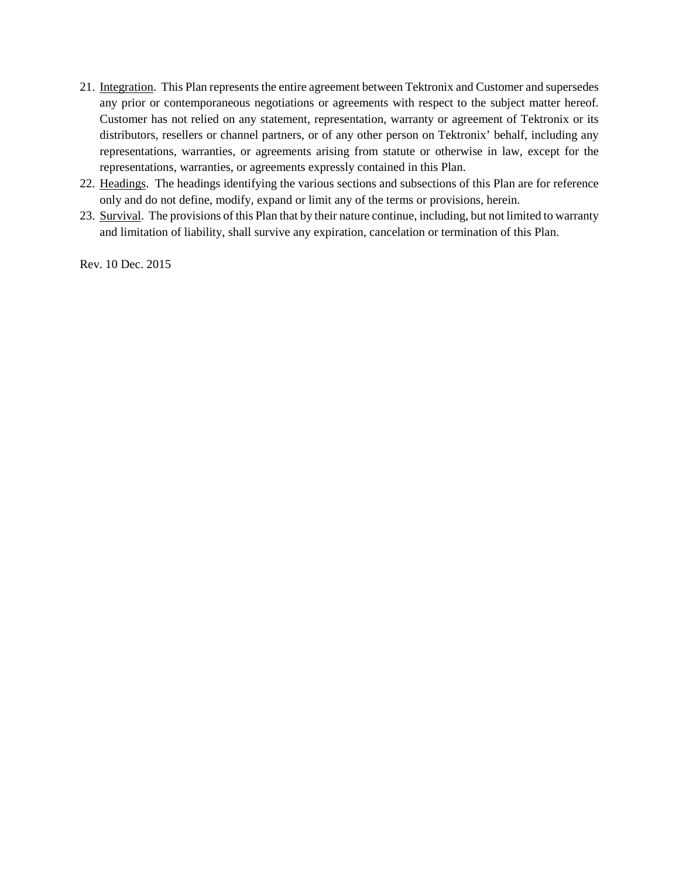21. Integration. This Plan represents the entire agreement between Tektronix and Customer and supersedes any prior or contemporaneous negotiations or agreements with respect to the subject matter hereof. Customer has not relied on any statement, representation, warranty or agreement of Tektronix or its distributors, resellers or channel partners, or of any other person on Tektronix' behalf, including any representations, warranties, or agreements arising from statute or otherwise in law, except for the representations, warranties, or agreements expressly contained in this Plan.
22. Headings. The headings identifying the various sections and subsections of this Plan are for reference only and do not define, modify, expand or limit any of the terms or provisions, herein.
23. Survival. The provisions of this Plan that by their nature continue, including, but not limited to warranty and limitation of liability, shall survive any expiration, cancelation or termination of this Plan.

Rev. 10 Dec. 2015